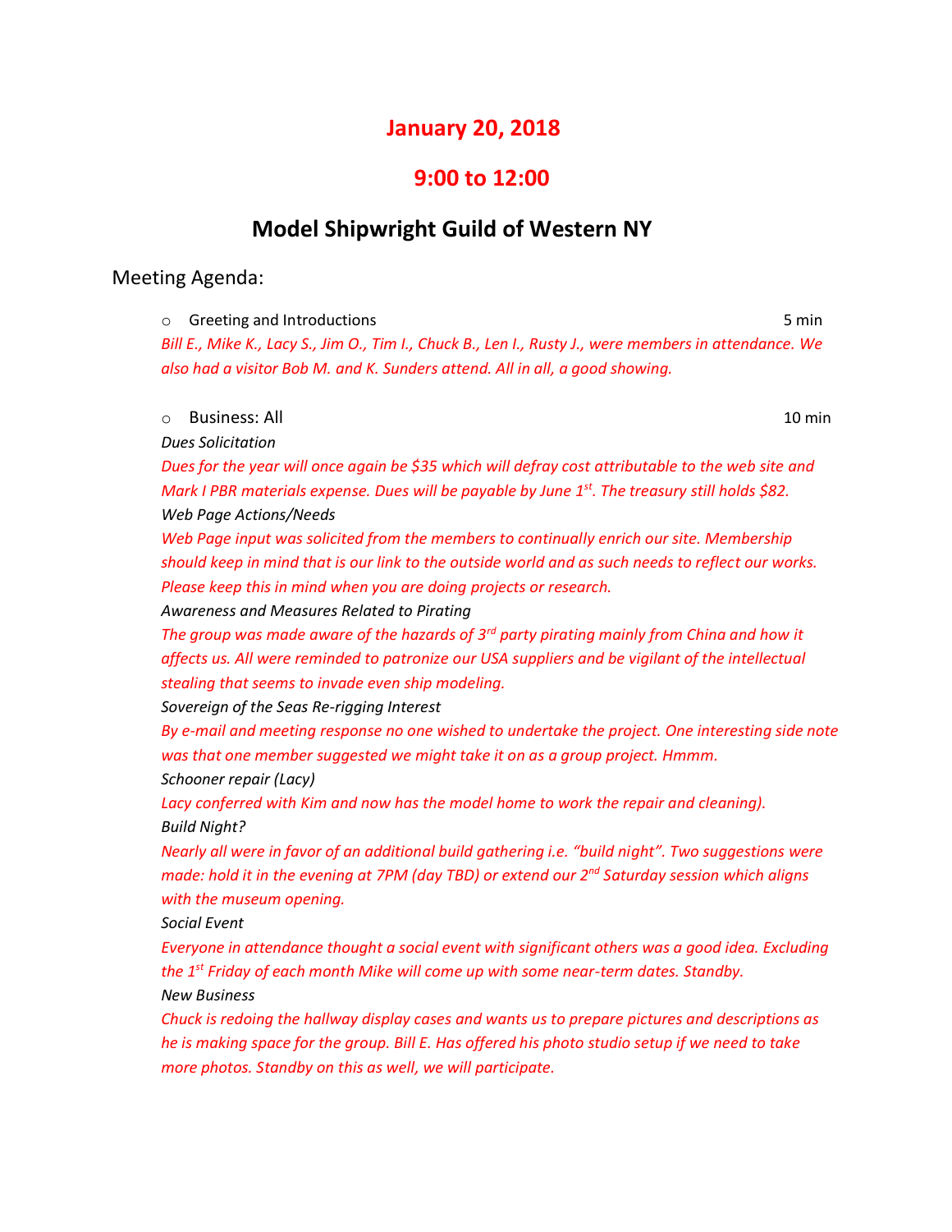# January 20, 2018

# 9:00 to 12:00

## Model Shipwright Guild of Western NY

Meeting Agenda:

- Greeting and Introductions 5 min

*Bill E., Mike K., Lacy S., Jim O., Tim I., Chuck B., Len I., Rusty J., were members in attendance. We also had a visitor Bob M. and K. Sunders attend. All in all, a good showing.*

- Business: All 10 min

*Dues Solicitation*

*Dues for the year will once again be $35 which will defray cost attributable to the web site and Mark I PBR materials expense. Dues will be payable by June 1st. The treasury still holds $82.*

*Web Page Actions/Needs*

*Web Page input was solicited from the members to continually enrich our site. Membership should keep in mind that is our link to the outside world and as such needs to reflect our works. Please keep this in mind when you are doing projects or research.*

*Awareness and Measures Related to Pirating*

*The group was made aware of the hazards of 3rd party pirating mainly from China and how it affects us. All were reminded to patronize our USA suppliers and be vigilant of the intellectual stealing that seems to invade even ship modeling.*

*Sovereign of the Seas Re-rigging Interest*

*By e-mail and meeting response no one wished to undertake the project. One interesting side note was that one member suggested we might take it on as a group project. Hmmm.*

*Schooner repair (Lacy)*

*Lacy conferred with Kim and now has the model home to work the repair and cleaning).*

*Build Night?*

*Nearly all were in favor of an additional build gathering i.e. "build night". Two suggestions were made: hold it in the evening at 7PM (day TBD) or extend our 2nd Saturday session which aligns with the museum opening.*

*Social Event*

*Everyone in attendance thought a social event with significant others was a good idea. Excluding the 1st Friday of each month Mike will come up with some near-term dates. Standby.*

*New Business*

*Chuck is redoing the hallway display cases and wants us to prepare pictures and descriptions as he is making space for the group. Bill E. Has offered his photo studio setup if we need to take more photos. Standby on this as well, we will participate.*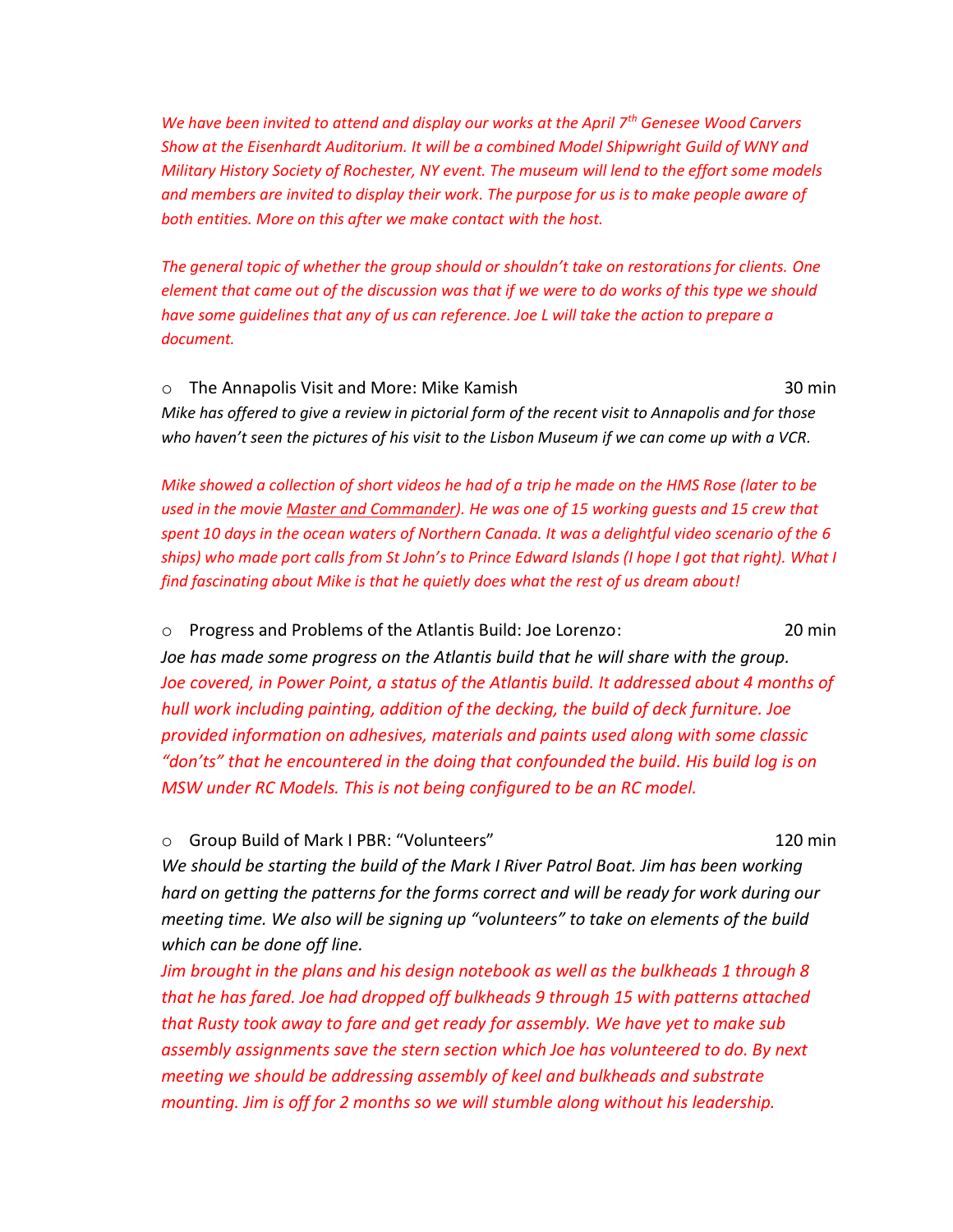*We have been invited to attend and display our works at the April 7th Genesee Wood Carvers Show at the Eisenhardt Auditorium. It will be a combined Model Shipwright Guild of WNY and Military History Society of Rochester, NY event. The museum will lend to the effort some models and members are invited to display their work. The purpose for us is to make people aware of both entities. More on this after we make contact with the host.*

*The general topic of whether the group should or shouldn't take on restorations for clients. One element that came out of the discussion was that if we were to do works of this type we should have some guidelines that any of us can reference. Joe L will take the action to prepare a document.*

- The Annapolis Visit and More: Mike Kamish — 30 min

*Mike has offered to give a review in pictorial form of the recent visit to Annapolis and for those who haven't seen the pictures of his visit to the Lisbon Museum if we can come up with a VCR.*

*Mike showed a collection of short videos he had of a trip he made on the HMS Rose (later to be used in the movie <u>Master and Commander</u>). He was one of 15 working guests and 15 crew that spent 10 days in the ocean waters of Northern Canada. It was a delightful video scenario of the 6 ships) who made port calls from St John's to Prince Edward Islands (I hope I got that right). What I find fascinating about Mike is that he quietly does what the rest of us dream about!*

- Progress and Problems of the Atlantis Build: Joe Lorenzo: — 20 min

*Joe has made some progress on the Atlantis build that he will share with the group.*
*Joe covered, in Power Point, a status of the Atlantis build. It addressed about 4 months of hull work including painting, addition of the decking, the build of deck furniture. Joe provided information on adhesives, materials and paints used along with some classic "don'ts" that he encountered in the doing that confounded the build. His build log is on MSW under RC Models. This is not being configured to be an RC model.*

- Group Build of Mark I PBR: "Volunteers" — 120 min

*We should be starting the build of the Mark I River Patrol Boat. Jim has been working hard on getting the patterns for the forms correct and will be ready for work during our meeting time. We also will be signing up "volunteers" to take on elements of the build which can be done off line.*
*Jim brought in the plans and his design notebook as well as the bulkheads 1 through 8 that he has fared. Joe had dropped off bulkheads 9 through 15 with patterns attached that Rusty took away to fare and get ready for assembly. We have yet to make sub assembly assignments save the stern section which Joe has volunteered to do. By next meeting we should be addressing assembly of keel and bulkheads and substrate mounting. Jim is off for 2 months so we will stumble along without his leadership.*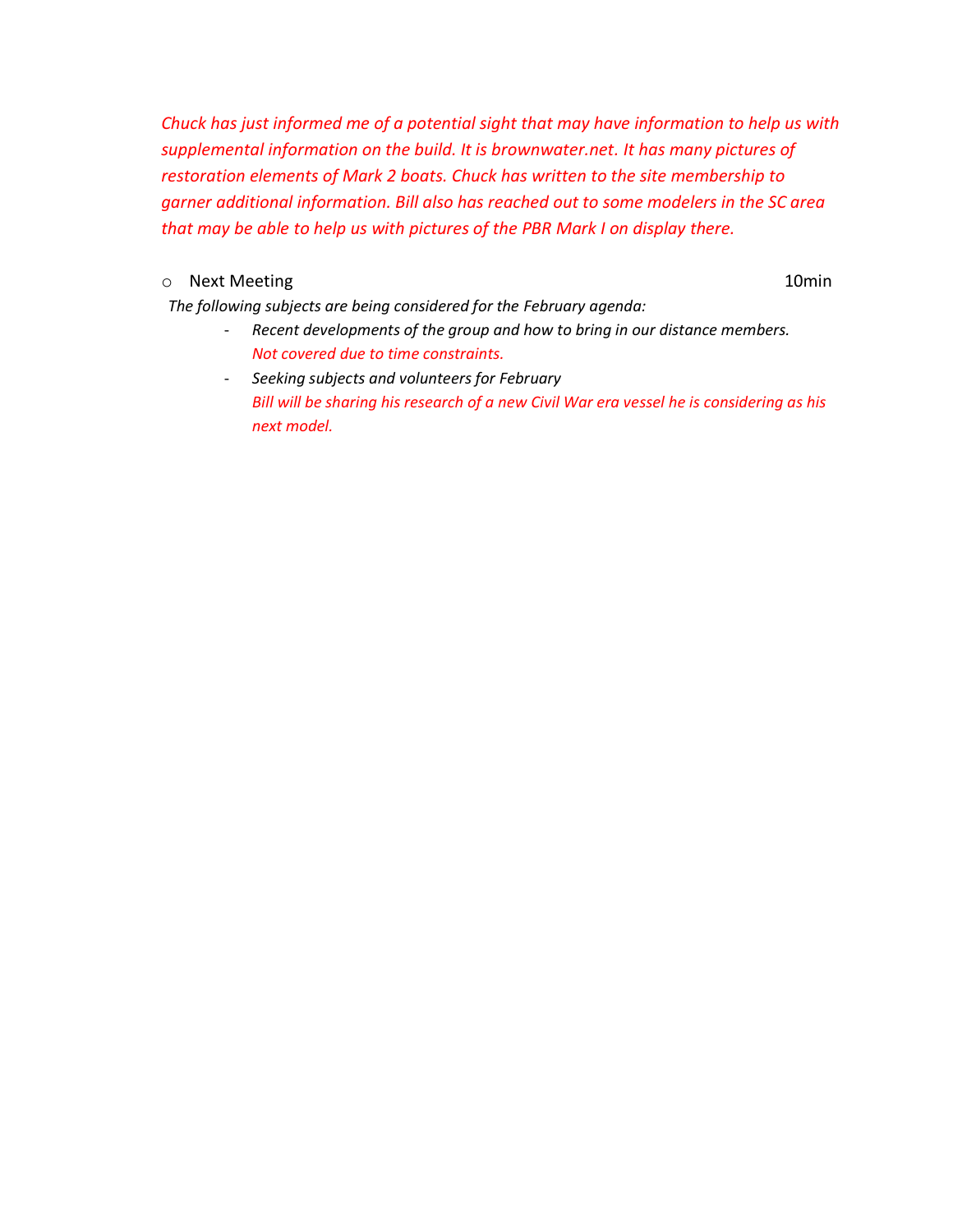*Chuck has just informed me of a potential sight that may have information to help us with supplemental information on the build. It is brownwater.net. It has many pictures of restoration elements of Mark 2 boats. Chuck has written to the site membership to garner additional information. Bill also has reached out to some modelers in the SC area that may be able to help us with pictures of the PBR Mark I on display there.*

- Next Meeting 10min

*The following subjects are being considered for the February agenda:*

  - *Recent developments of the group and how to bring in our distance members.*
    *Not covered due to time constraints.*
  - *Seeking subjects and volunteers for February*
    *Bill will be sharing his research of a new Civil War era vessel he is considering as his next model.*